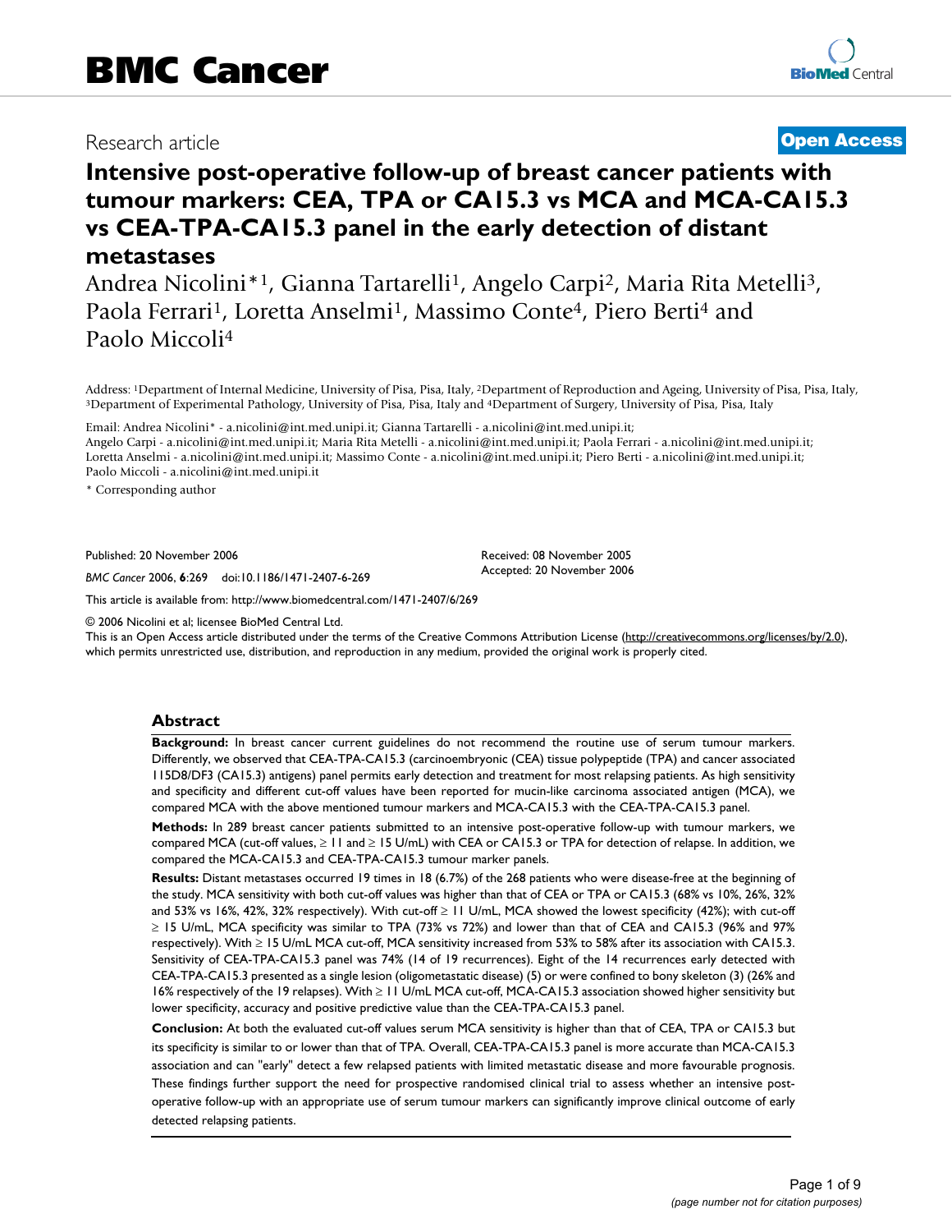# BMC Cancer

Research article

**Open Access**

# Intensive post-operative follow-up of breast cancer patients with tumour markers: CEA, TPA or CA15.3 vs MCA and MCA-CA15.3 vs CEA-TPA-CA15.3 panel in the early detection of distant metastases

Andrea Nicolini*[1], Gianna Tartarelli[1], Angelo Carpi[2], Maria Rita Metelli[3], Paola Ferrari[1], Loretta Anselmi[1], Massimo Conte[4], Piero Berti[4] and Paolo Miccoli[4]

Address: [1]Department of Internal Medicine, University of Pisa, Pisa, Italy, [2]Department of Reproduction and Ageing, University of Pisa, Pisa, Italy, [3]Department of Experimental Pathology, University of Pisa, Pisa, Italy and [4]Department of Surgery, University of Pisa, Pisa, Italy

Email: Andrea Nicolini* - a.nicolini@int.med.unipi.it; Gianna Tartarelli - a.nicolini@int.med.unipi.it; Angelo Carpi - a.nicolini@int.med.unipi.it; Maria Rita Metelli - a.nicolini@int.med.unipi.it; Paola Ferrari - a.nicolini@int.med.unipi.it; Loretta Anselmi - a.nicolini@int.med.unipi.it; Massimo Conte - a.nicolini@int.med.unipi.it; Piero Berti - a.nicolini@int.med.unipi.it; Paolo Miccoli - a.nicolini@int.med.unipi.it

\* Corresponding author

Published: 20 November 2006

*BMC Cancer* 2006, **6**:269 doi:10.1186/1471-2407-6-269

Received: 08 November 2005
Accepted: 20 November 2006

This article is available from: http://www.biomedcentral.com/1471-2407/6/269

© 2006 Nicolini et al; licensee BioMed Central Ltd.
This is an Open Access article distributed under the terms of the Creative Commons Attribution License (http://creativecommons.org/licenses/by/2.0), which permits unrestricted use, distribution, and reproduction in any medium, provided the original work is properly cited.

## Abstract

**Background:** In breast cancer current guidelines do not recommend the routine use of serum tumour markers. Differently, we observed that CEA-TPA-CA15.3 (carcinoembryonic (CEA) tissue polypeptide (TPA) and cancer associated 115D8/DF3 (CA15.3) antigens) panel permits early detection and treatment for most relapsing patients. As high sensitivity and specificity and different cut-off values have been reported for mucin-like carcinoma associated antigen (MCA), we compared MCA with the above mentioned tumour markers and MCA-CA15.3 with the CEA-TPA-CA15.3 panel.

**Methods:** In 289 breast cancer patients submitted to an intensive post-operative follow-up with tumour markers, we compared MCA (cut-off values, ≥ 11 and ≥ 15 U/mL) with CEA or CA15.3 or TPA for detection of relapse. In addition, we compared the MCA-CA15.3 and CEA-TPA-CA15.3 tumour marker panels.

**Results:** Distant metastases occurred 19 times in 18 (6.7%) of the 268 patients who were disease-free at the beginning of the study. MCA sensitivity with both cut-off values was higher than that of CEA or TPA or CA15.3 (68% vs 10%, 26%, 32% and 53% vs 16%, 42%, 32% respectively). With cut-off ≥ 11 U/mL, MCA showed the lowest specificity (42%); with cut-off ≥ 15 U/mL, MCA specificity was similar to TPA (73% vs 72%) and lower than that of CEA and CA15.3 (96% and 97% respectively). With ≥ 15 U/mL MCA cut-off, MCA sensitivity increased from 53% to 58% after its association with CA15.3. Sensitivity of CEA-TPA-CA15.3 panel was 74% (14 of 19 recurrences). Eight of the 14 recurrences early detected with CEA-TPA-CA15.3 presented as a single lesion (oligometastatic disease) (5) or were confined to bony skeleton (3) (26% and 16% respectively of the 19 relapses). With ≥ 11 U/mL MCA cut-off, MCA-CA15.3 association showed higher sensitivity but lower specificity, accuracy and positive predictive value than the CEA-TPA-CA15.3 panel.

**Conclusion:** At both the evaluated cut-off values serum MCA sensitivity is higher than that of CEA, TPA or CA15.3 but its specificity is similar to or lower than that of TPA. Overall, CEA-TPA-CA15.3 panel is more accurate than MCA-CA15.3 association and can "early" detect a few relapsed patients with limited metastatic disease and more favourable prognosis. These findings further support the need for prospective randomised clinical trial to assess whether an intensive post-operative follow-up with an appropriate use of serum tumour markers can significantly improve clinical outcome of early detected relapsing patients.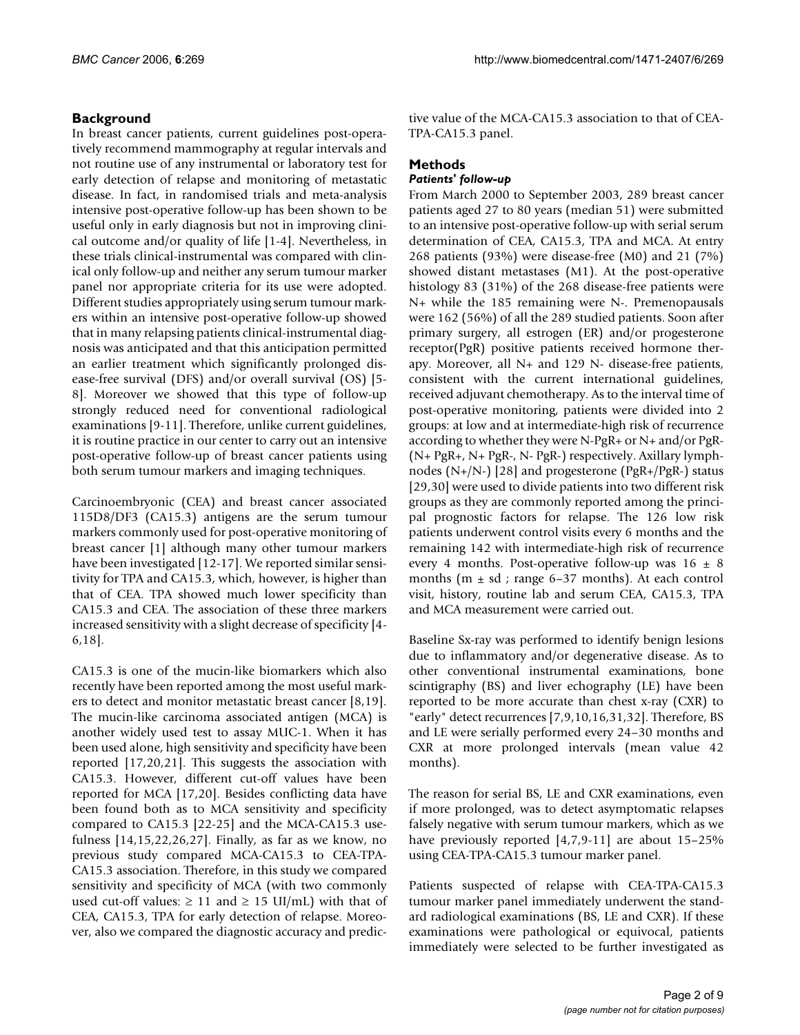## Background

In breast cancer patients, current guidelines post-operatively recommend mammography at regular intervals and not routine use of any instrumental or laboratory test for early detection of relapse and monitoring of metastatic disease. In fact, in randomised trials and meta-analysis intensive post-operative follow-up has been shown to be useful only in early diagnosis but not in improving clinical outcome and/or quality of life [1-4]. Nevertheless, in these trials clinical-instrumental was compared with clinical only follow-up and neither any serum tumour marker panel nor appropriate criteria for its use were adopted. Different studies appropriately using serum tumour markers within an intensive post-operative follow-up showed that in many relapsing patients clinical-instrumental diagnosis was anticipated and that this anticipation permitted an earlier treatment which significantly prolonged disease-free survival (DFS) and/or overall survival (OS) [5-8]. Moreover we showed that this type of follow-up strongly reduced need for conventional radiological examinations [9-11]. Therefore, unlike current guidelines, it is routine practice in our center to carry out an intensive post-operative follow-up of breast cancer patients using both serum tumour markers and imaging techniques.

Carcinoembryonic (CEA) and breast cancer associated 115D8/DF3 (CA15.3) antigens are the serum tumour markers commonly used for post-operative monitoring of breast cancer [1] although many other tumour markers have been investigated [12-17]. We reported similar sensitivity for TPA and CA15.3, which, however, is higher than that of CEA. TPA showed much lower specificity than CA15.3 and CEA. The association of these three markers increased sensitivity with a slight decrease of specificity [4-6,18].

CA15.3 is one of the mucin-like biomarkers which also recently have been reported among the most useful markers to detect and monitor metastatic breast cancer [8,19]. The mucin-like carcinoma associated antigen (MCA) is another widely used test to assay MUC-1. When it has been used alone, high sensitivity and specificity have been reported [17,20,21]. This suggests the association with CA15.3. However, different cut-off values have been reported for MCA [17,20]. Besides conflicting data have been found both as to MCA sensitivity and specificity compared to CA15.3 [22-25] and the MCA-CA15.3 usefulness [14,15,22,26,27]. Finally, as far as we know, no previous study compared MCA-CA15.3 to CEA-TPA-CA15.3 association. Therefore, in this study we compared sensitivity and specificity of MCA (with two commonly used cut-off values: ≥ 11 and ≥ 15 UI/mL) with that of CEA, CA15.3, TPA for early detection of relapse. Moreover, also we compared the diagnostic accuracy and predictive value of the MCA-CA15.3 association to that of CEA-TPA-CA15.3 panel.

## Methods

### *Patients' follow-up*

From March 2000 to September 2003, 289 breast cancer patients aged 27 to 80 years (median 51) were submitted to an intensive post-operative follow-up with serial serum determination of CEA, CA15.3, TPA and MCA. At entry 268 patients (93%) were disease-free (M0) and 21 (7%) showed distant metastases (M1). At the post-operative histology 83 (31%) of the 268 disease-free patients were N+ while the 185 remaining were N-. Premenopausals were 162 (56%) of all the 289 studied patients. Soon after primary surgery, all estrogen (ER) and/or progesterone receptor(PgR) positive patients received hormone therapy. Moreover, all N+ and 129 N- disease-free patients, consistent with the current international guidelines, received adjuvant chemotherapy. As to the interval time of post-operative monitoring, patients were divided into 2 groups: at low and at intermediate-high risk of recurrence according to whether they were N-PgR+ or N+ and/or PgR- (N+ PgR+, N+ PgR-, N- PgR-) respectively. Axillary lymphnodes (N+/N-) [28] and progesterone (PgR+/PgR-) status [29,30] were used to divide patients into two different risk groups as they are commonly reported among the principal prognostic factors for relapse. The 126 low risk patients underwent control visits every 6 months and the remaining 142 with intermediate-high risk of recurrence every 4 months. Post-operative follow-up was 16 ± 8 months (m ± sd ; range 6–37 months). At each control visit, history, routine lab and serum CEA, CA15.3, TPA and MCA measurement were carried out.

Baseline Sx-ray was performed to identify benign lesions due to inflammatory and/or degenerative disease. As to other conventional instrumental examinations, bone scintigraphy (BS) and liver echography (LE) have been reported to be more accurate than chest x-ray (CXR) to "early" detect recurrences [7,9,10,16,31,32]. Therefore, BS and LE were serially performed every 24–30 months and CXR at more prolonged intervals (mean value 42 months).

The reason for serial BS, LE and CXR examinations, even if more prolonged, was to detect asymptomatic relapses falsely negative with serum tumour markers, which as we have previously reported [4,7,9-11] are about 15–25% using CEA-TPA-CA15.3 tumour marker panel.

Patients suspected of relapse with CEA-TPA-CA15.3 tumour marker panel immediately underwent the standard radiological examinations (BS, LE and CXR). If these examinations were pathological or equivocal, patients immediately were selected to be further investigated as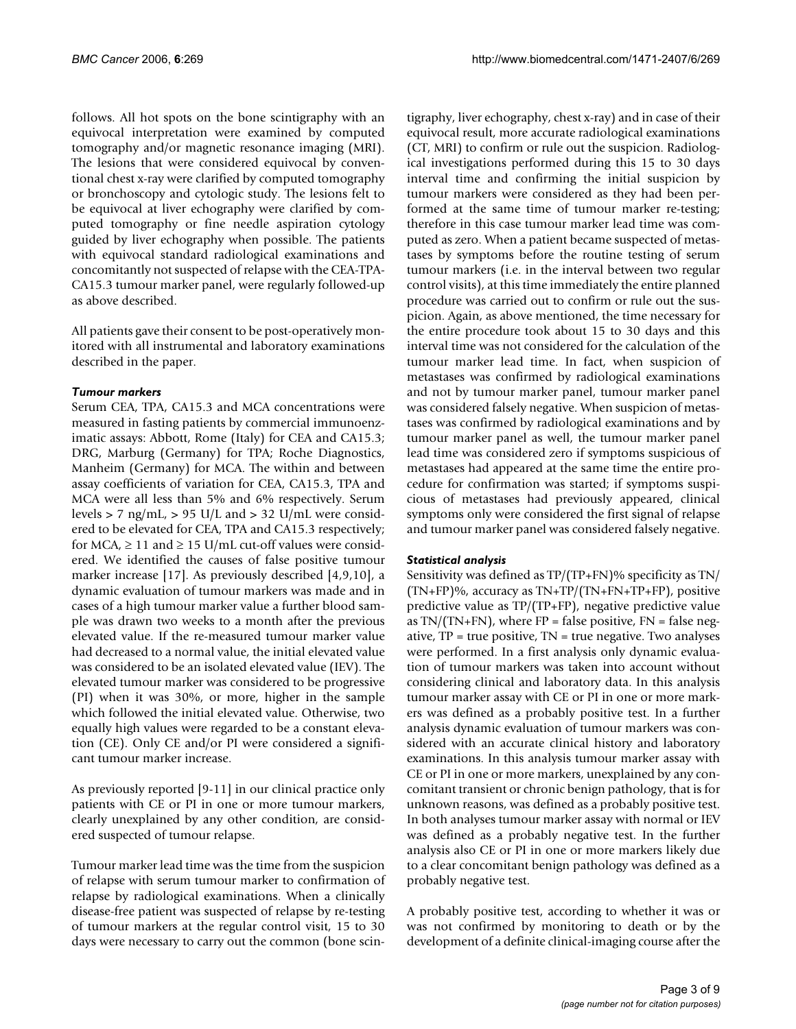follows. All hot spots on the bone scintigraphy with an equivocal interpretation were examined by computed tomography and/or magnetic resonance imaging (MRI). The lesions that were considered equivocal by conventional chest x-ray were clarified by computed tomography or bronchoscopy and cytologic study. The lesions felt to be equivocal at liver echography were clarified by computed tomography or fine needle aspiration cytology guided by liver echography when possible. The patients with equivocal standard radiological examinations and concomitantly not suspected of relapse with the CEA-TPA-CA15.3 tumour marker panel, were regularly followed-up as above described.

All patients gave their consent to be post-operatively monitored with all instrumental and laboratory examinations described in the paper.

### *Tumour markers*

Serum CEA, TPA, CA15.3 and MCA concentrations were measured in fasting patients by commercial immunoenzimatic assays: Abbott, Rome (Italy) for CEA and CA15.3; DRG, Marburg (Germany) for TPA; Roche Diagnostics, Manheim (Germany) for MCA. The within and between assay coefficients of variation for CEA, CA15.3, TPA and MCA were all less than 5% and 6% respectively. Serum levels > 7 ng/mL, > 95 U/L and > 32 U/mL were considered to be elevated for CEA, TPA and CA15.3 respectively; for MCA, ≥ 11 and ≥ 15 U/mL cut-off values were considered. We identified the causes of false positive tumour marker increase [17]. As previously described [4,9,10], a dynamic evaluation of tumour markers was made and in cases of a high tumour marker value a further blood sample was drawn two weeks to a month after the previous elevated value. If the re-measured tumour marker value had decreased to a normal value, the initial elevated value was considered to be an isolated elevated value (IEV). The elevated tumour marker was considered to be progressive (PI) when it was 30%, or more, higher in the sample which followed the initial elevated value. Otherwise, two equally high values were regarded to be a constant elevation (CE). Only CE and/or PI were considered a significant tumour marker increase.

As previously reported [9-11] in our clinical practice only patients with CE or PI in one or more tumour markers, clearly unexplained by any other condition, are considered suspected of tumour relapse.

Tumour marker lead time was the time from the suspicion of relapse with serum tumour marker to confirmation of relapse by radiological examinations. When a clinically disease-free patient was suspected of relapse by re-testing of tumour markers at the regular control visit, 15 to 30 days were necessary to carry out the common (bone scintigraphy, liver echography, chest x-ray) and in case of their equivocal result, more accurate radiological examinations (CT, MRI) to confirm or rule out the suspicion. Radiological investigations performed during this 15 to 30 days interval time and confirming the initial suspicion by tumour markers were considered as they had been performed at the same time of tumour marker re-testing; therefore in this case tumour marker lead time was computed as zero. When a patient became suspected of metastases by symptoms before the routine testing of serum tumour markers (i.e. in the interval between two regular control visits), at this time immediately the entire planned procedure was carried out to confirm or rule out the suspicion. Again, as above mentioned, the time necessary for the entire procedure took about 15 to 30 days and this interval time was not considered for the calculation of the tumour marker lead time. In fact, when suspicion of metastases was confirmed by radiological examinations and not by tumour marker panel, tumour marker panel was considered falsely negative. When suspicion of metastases was confirmed by radiological examinations and by tumour marker panel as well, the tumour marker panel lead time was considered zero if symptoms suspicious of metastases had appeared at the same time the entire procedure for confirmation was started; if symptoms suspicious of metastases had previously appeared, clinical symptoms only were considered the first signal of relapse and tumour marker panel was considered falsely negative.

### *Statistical analysis*

Sensitivity was defined as TP/(TP+FN)% specificity as TN/(TN+FP)%, accuracy as TN+TP/(TN+FN+TP+FP), positive predictive value as TP/(TP+FP), negative predictive value as TN/(TN+FN), where FP = false positive, FN = false negative, TP = true positive, TN = true negative. Two analyses were performed. In a first analysis only dynamic evaluation of tumour markers was taken into account without considering clinical and laboratory data. In this analysis tumour marker assay with CE or PI in one or more markers was defined as a probably positive test. In a further analysis dynamic evaluation of tumour markers was considered with an accurate clinical history and laboratory examinations. In this analysis tumour marker assay with CE or PI in one or more markers, unexplained by any concomitant transient or chronic benign pathology, that is for unknown reasons, was defined as a probably positive test. In both analyses tumour marker assay with normal or IEV was defined as a probably negative test. In the further analysis also CE or PI in one or more markers likely due to a clear concomitant benign pathology was defined as a probably negative test.

A probably positive test, according to whether it was or was not confirmed by monitoring to death or by the development of a definite clinical-imaging course after the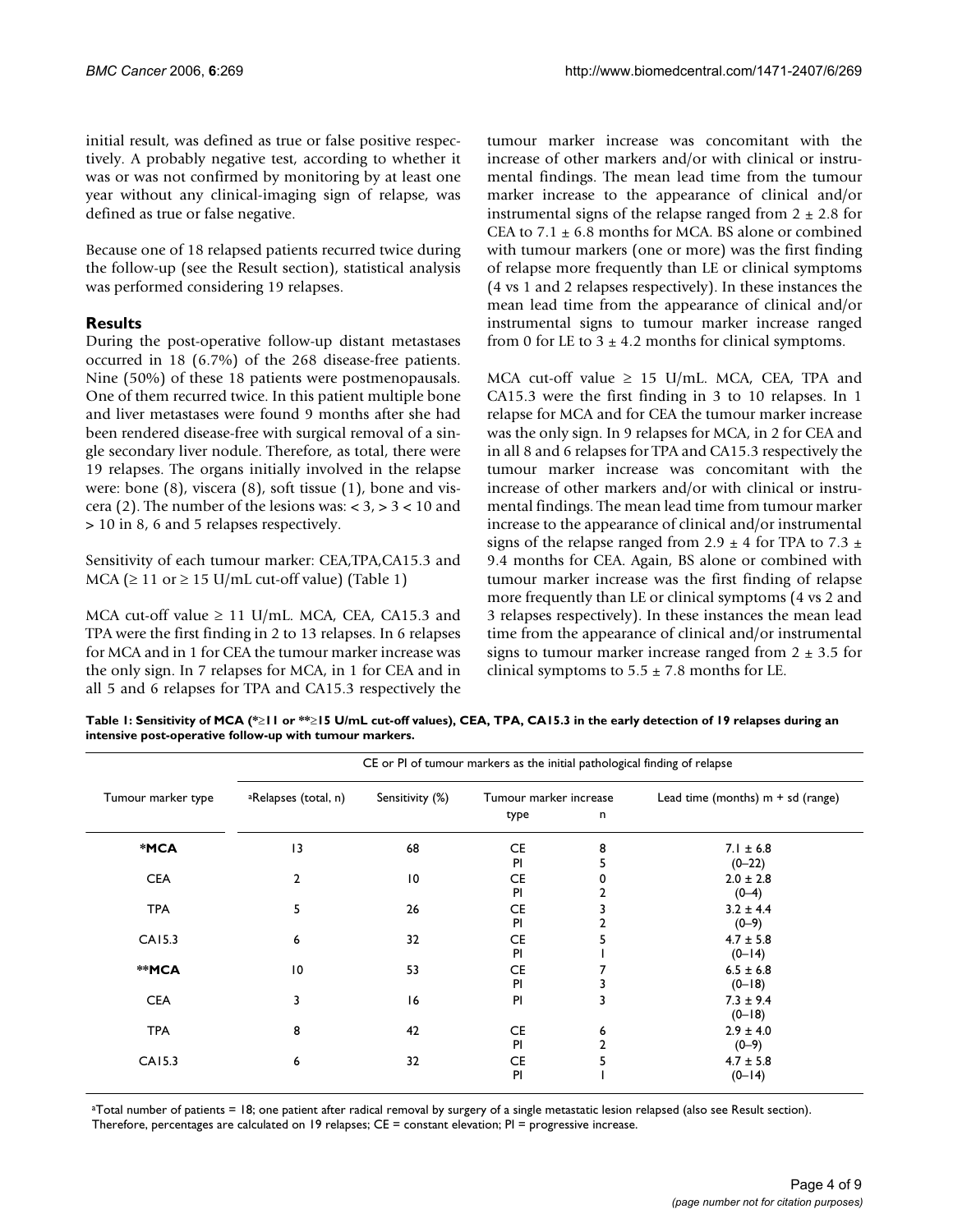initial result, was defined as true or false positive respectively. A probably negative test, according to whether it was or was not confirmed by monitoring by at least one year without any clinical-imaging sign of relapse, was defined as true or false negative.

Because one of 18 relapsed patients recurred twice during the follow-up (see the Result section), statistical analysis was performed considering 19 relapses.

## Results

During the post-operative follow-up distant metastases occurred in 18 (6.7%) of the 268 disease-free patients. Nine (50%) of these 18 patients were postmenopausals. One of them recurred twice. In this patient multiple bone and liver metastases were found 9 months after she had been rendered disease-free with surgical removal of a single secondary liver nodule. Therefore, as total, there were 19 relapses. The organs initially involved in the relapse were: bone (8), viscera (8), soft tissue (1), bone and viscera (2). The number of the lesions was: < 3, > 3 < 10 and > 10 in 8, 6 and 5 relapses respectively.

Sensitivity of each tumour marker: CEA,TPA,CA15.3 and MCA (≥ 11 or ≥ 15 U/mL cut-off value) (Table 1)

MCA cut-off value ≥ 11 U/mL. MCA, CEA, CA15.3 and TPA were the first finding in 2 to 13 relapses. In 6 relapses for MCA and in 1 for CEA the tumour marker increase was the only sign. In 7 relapses for MCA, in 1 for CEA and in all 5 and 6 relapses for TPA and CA15.3 respectively the tumour marker increase was concomitant with the increase of other markers and/or with clinical or instrumental findings. The mean lead time from the tumour marker increase to the appearance of clinical and/or instrumental signs of the relapse ranged from 2 ± 2.8 for CEA to 7.1 ± 6.8 months for MCA. BS alone or combined with tumour markers (one or more) was the first finding of relapse more frequently than LE or clinical symptoms (4 vs 1 and 2 relapses respectively). In these instances the mean lead time from the appearance of clinical and/or instrumental signs to tumour marker increase ranged from 0 for LE to 3 ± 4.2 months for clinical symptoms.

MCA cut-off value ≥ 15 U/mL. MCA, CEA, TPA and CA15.3 were the first finding in 3 to 10 relapses. In 1 relapse for MCA and for CEA the tumour marker increase was the only sign. In 9 relapses for MCA, in 2 for CEA and in all 8 and 6 relapses for TPA and CA15.3 respectively the tumour marker increase was concomitant with the increase of other markers and/or with clinical or instrumental findings. The mean lead time from tumour marker increase to the appearance of clinical and/or instrumental signs of the relapse ranged from 2.9 ± 4 for TPA to 7.3 ± 9.4 months for CEA. Again, BS alone or combined with tumour marker increase was the first finding of relapse more frequently than LE or clinical symptoms (4 vs 2 and 3 relapses respectively). In these instances the mean lead time from the appearance of clinical and/or instrumental signs to tumour marker increase ranged from 2 ± 3.5 for clinical symptoms to 5.5 ± 7.8 months for LE.

**Table 1: Sensitivity of MCA (*≥11 or **≥15 U/mL cut-off values), CEA, TPA, CA15.3 in the early detection of 19 relapses during an intensive post-operative follow-up with tumour markers.**

| Tumour marker type | CE or PI of tumour markers as the initial pathological finding of relapse | | | | |
|---|---|---|---|---|---|
| | [a]Relapses (total, n) | Sensitivity (%) | Tumour marker increase type | n | Lead time (months) m + sd (range) |
| ***MCA** | 13 | 68 | CE | 8 | 7.1 ± 6.8 |
| | | | PI | 5 | (0–22) |
| CEA | 2 | 10 | CE | 0 | 2.0 ± 2.8 |
| | | | PI | 2 | (0–4) |
| TPA | 5 | 26 | CE | 3 | 3.2 ± 4.4 |
| | | | PI | 2 | (0–9) |
| CA15.3 | 6 | 32 | CE | 5 | 4.7 ± 5.8 |
| | | | PI | 1 | (0–14) |
| ****MCA** | 10 | 53 | CE | 7 | 6.5 ± 6.8 |
| | | | PI | 3 | (0–18) |
| CEA | 3 | 16 | PI | 3 | 7.3 ± 9.4 |
| | | | | | (0–18) |
| TPA | 8 | 42 | CE | 6 | 2.9 ± 4.0 |
| | | | PI | 2 | (0–9) |
| CA15.3 | 6 | 32 | CE | 5 | 4.7 ± 5.8 |
| | | | PI | 1 | (0–14) |

[a]Total number of patients = 18; one patient after radical removal by surgery of a single metastatic lesion relapsed (also see Result section). Therefore, percentages are calculated on 19 relapses; CE = constant elevation; PI = progressive increase.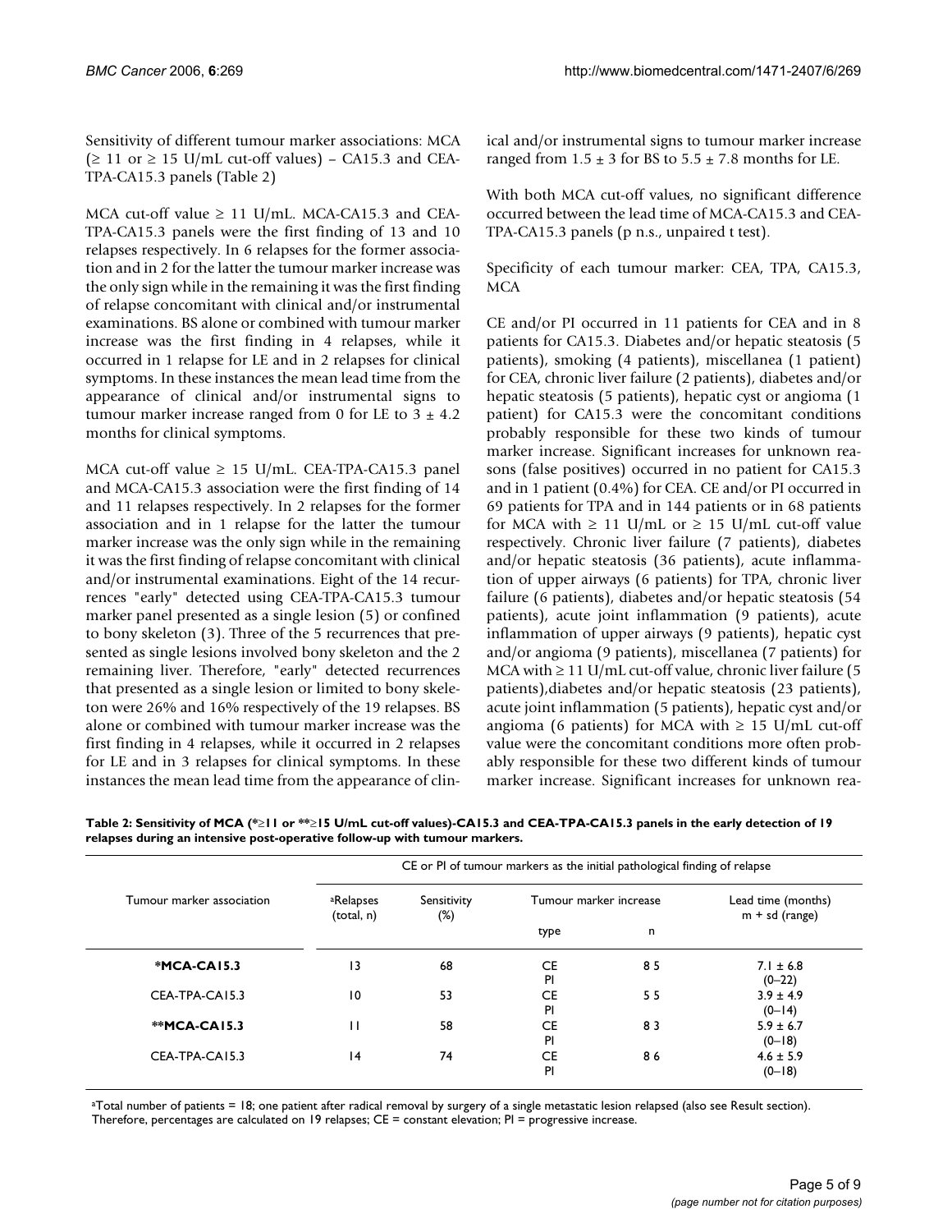Sensitivity of different tumour marker associations: MCA (≥ 11 or ≥ 15 U/mL cut-off values) – CA15.3 and CEA-TPA-CA15.3 panels (Table 2)

MCA cut-off value ≥ 11 U/mL. MCA-CA15.3 and CEA-TPA-CA15.3 panels were the first finding of 13 and 10 relapses respectively. In 6 relapses for the former association and in 2 for the latter the tumour marker increase was the only sign while in the remaining it was the first finding of relapse concomitant with clinical and/or instrumental examinations. BS alone or combined with tumour marker increase was the first finding in 4 relapses, while it occurred in 1 relapse for LE and in 2 relapses for clinical symptoms. In these instances the mean lead time from the appearance of clinical and/or instrumental signs to tumour marker increase ranged from 0 for LE to 3 ± 4.2 months for clinical symptoms.

MCA cut-off value ≥ 15 U/mL. CEA-TPA-CA15.3 panel and MCA-CA15.3 association were the first finding of 14 and 11 relapses respectively. In 2 relapses for the former association and in 1 relapse for the latter the tumour marker increase was the only sign while in the remaining it was the first finding of relapse concomitant with clinical and/or instrumental examinations. Eight of the 14 recurrences "early" detected using CEA-TPA-CA15.3 tumour marker panel presented as a single lesion (5) or confined to bony skeleton (3). Three of the 5 recurrences that presented as single lesions involved bony skeleton and the 2 remaining liver. Therefore, "early" detected recurrences that presented as a single lesion or limited to bony skeleton were 26% and 16% respectively of the 19 relapses. BS alone or combined with tumour marker increase was the first finding in 4 relapses, while it occurred in 2 relapses for LE and in 3 relapses for clinical symptoms. In these instances the mean lead time from the appearance of clinical and/or instrumental signs to tumour marker increase ranged from 1.5 ± 3 for BS to 5.5 ± 7.8 months for LE.

With both MCA cut-off values, no significant difference occurred between the lead time of MCA-CA15.3 and CEA-TPA-CA15.3 panels (p n.s., unpaired t test).

Specificity of each tumour marker: CEA, TPA, CA15.3, MCA

CE and/or PI occurred in 11 patients for CEA and in 8 patients for CA15.3. Diabetes and/or hepatic steatosis (5 patients), smoking (4 patients), miscellanea (1 patient) for CEA, chronic liver failure (2 patients), diabetes and/or hepatic steatosis (5 patients), hepatic cyst or angioma (1 patient) for CA15.3 were the concomitant conditions probably responsible for these two kinds of tumour marker increase. Significant increases for unknown reasons (false positives) occurred in no patient for CA15.3 and in 1 patient (0.4%) for CEA. CE and/or PI occurred in 69 patients for TPA and in 144 patients or in 68 patients for MCA with ≥ 11 U/mL or ≥ 15 U/mL cut-off value respectively. Chronic liver failure (7 patients), diabetes and/or hepatic steatosis (36 patients), acute inflammation of upper airways (6 patients) for TPA, chronic liver failure (6 patients), diabetes and/or hepatic steatosis (54 patients), acute joint inflammation (9 patients), acute inflammation of upper airways (9 patients), hepatic cyst and/or angioma (9 patients), miscellanea (7 patients) for MCA with ≥ 11 U/mL cut-off value, chronic liver failure (5 patients),diabetes and/or hepatic steatosis (23 patients), acute joint inflammation (5 patients), hepatic cyst and/or angioma (6 patients) for MCA with ≥ 15 U/mL cut-off value were the concomitant conditions more often probably responsible for these two different kinds of tumour marker increase. Significant increases for unknown rea-

**Table 2: Sensitivity of MCA (*≥11 or **≥15 U/mL cut-off values)-CA15.3 and CEA-TPA-CA15.3 panels in the early detection of 19 relapses during an intensive post-operative follow-up with tumour markers.**

| Tumour marker association | CE or PI of tumour markers as the initial pathological finding of relapse | | | | |
|---|---|---|---|---|---|
| | [a]Relapses (total, n) | Sensitivity (%) | Tumour marker increase | | Lead time (months) m + sd (range) |
| | | | type | n | |
| ***MCA-CA15.3** | 13 | 68 | CE<br>PI | 8 5 | 7.1 ± 6.8<br>(0–22) |
| CEA-TPA-CA15.3 | 10 | 53 | CE<br>PI | 5 5 | 3.9 ± 4.9<br>(0–14) |
| ****MCA-CA15.3** | 11 | 58 | CE<br>PI | 8 3 | 5.9 ± 6.7<br>(0–18) |
| CEA-TPA-CA15.3 | 14 | 74 | CE<br>PI | 8 6 | 4.6 ± 5.9<br>(0–18) |

[a]Total number of patients = 18; one patient after radical removal by surgery of a single metastatic lesion relapsed (also see Result section). Therefore, percentages are calculated on 19 relapses; CE = constant elevation; PI = progressive increase.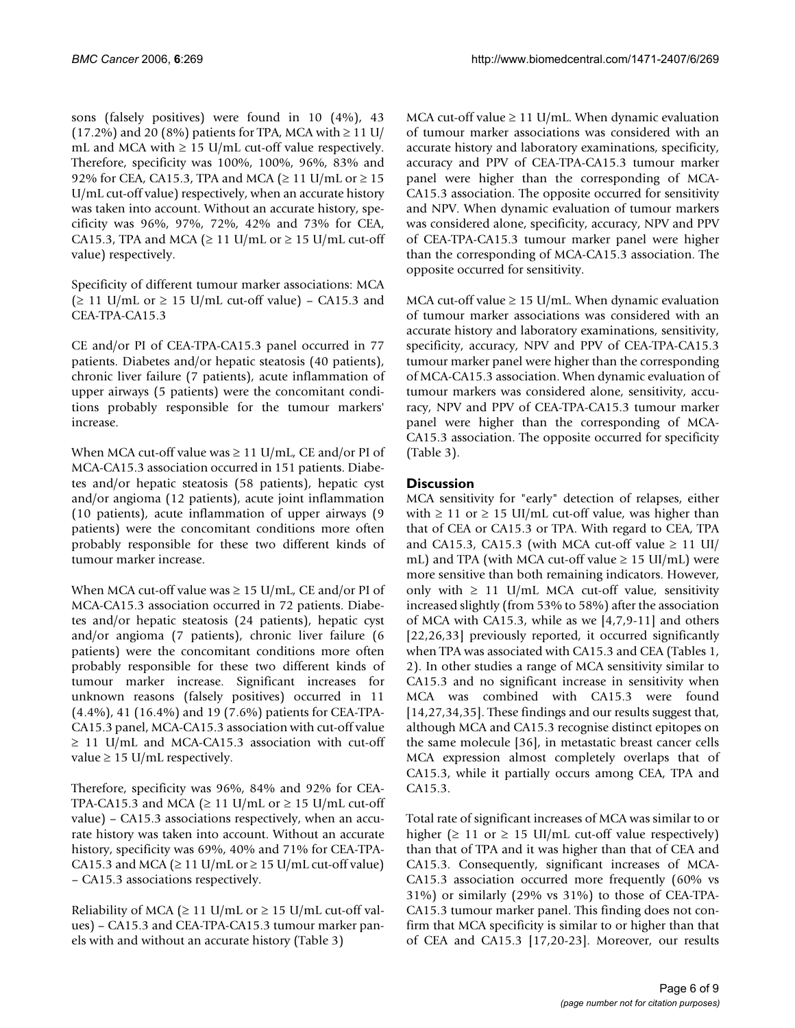sons (falsely positives) were found in 10 (4%), 43 (17.2%) and 20 (8%) patients for TPA, MCA with ≥ 11 U/mL and MCA with ≥ 15 U/mL cut-off value respectively. Therefore, specificity was 100%, 100%, 96%, 83% and 92% for CEA, CA15.3, TPA and MCA (≥ 11 U/mL or ≥ 15 U/mL cut-off value) respectively, when an accurate history was taken into account. Without an accurate history, specificity was 96%, 97%, 72%, 42% and 73% for CEA, CA15.3, TPA and MCA (≥ 11 U/mL or ≥ 15 U/mL cut-off value) respectively.

Specificity of different tumour marker associations: MCA (≥ 11 U/mL or ≥ 15 U/mL cut-off value) – CA15.3 and CEA-TPA-CA15.3

CE and/or PI of CEA-TPA-CA15.3 panel occurred in 77 patients. Diabetes and/or hepatic steatosis (40 patients), chronic liver failure (7 patients), acute inflammation of upper airways (5 patients) were the concomitant conditions probably responsible for the tumour markers' increase.

When MCA cut-off value was ≥ 11 U/mL, CE and/or PI of MCA-CA15.3 association occurred in 151 patients. Diabetes and/or hepatic steatosis (58 patients), hepatic cyst and/or angioma (12 patients), acute joint inflammation (10 patients), acute inflammation of upper airways (9 patients) were the concomitant conditions more often probably responsible for these two different kinds of tumour marker increase.

When MCA cut-off value was ≥ 15 U/mL, CE and/or PI of MCA-CA15.3 association occurred in 72 patients. Diabetes and/or hepatic steatosis (24 patients), hepatic cyst and/or angioma (7 patients), chronic liver failure (6 patients) were the concomitant conditions more often probably responsible for these two different kinds of tumour marker increase. Significant increases for unknown reasons (falsely positives) occurred in 11 (4.4%), 41 (16.4%) and 19 (7.6%) patients for CEA-TPA-CA15.3 panel, MCA-CA15.3 association with cut-off value ≥ 11 U/mL and MCA-CA15.3 association with cut-off value ≥ 15 U/mL respectively.

Therefore, specificity was 96%, 84% and 92% for CEA-TPA-CA15.3 and MCA (≥ 11 U/mL or ≥ 15 U/mL cut-off value) – CA15.3 associations respectively, when an accurate history was taken into account. Without an accurate history, specificity was 69%, 40% and 71% for CEA-TPA-CA15.3 and MCA (≥ 11 U/mL or ≥ 15 U/mL cut-off value) – CA15.3 associations respectively.

Reliability of MCA (≥ 11 U/mL or ≥ 15 U/mL cut-off values) – CA15.3 and CEA-TPA-CA15.3 tumour marker panels with and without an accurate history (Table 3)

MCA cut-off value ≥ 11 U/mL. When dynamic evaluation of tumour marker associations was considered with an accurate history and laboratory examinations, specificity, accuracy and PPV of CEA-TPA-CA15.3 tumour marker panel were higher than the corresponding of MCA-CA15.3 association. The opposite occurred for sensitivity and NPV. When dynamic evaluation of tumour markers was considered alone, specificity, accuracy, NPV and PPV of CEA-TPA-CA15.3 tumour marker panel were higher than the corresponding of MCA-CA15.3 association. The opposite occurred for sensitivity.

MCA cut-off value ≥ 15 U/mL. When dynamic evaluation of tumour marker associations was considered with an accurate history and laboratory examinations, sensitivity, specificity, accuracy, NPV and PPV of CEA-TPA-CA15.3 tumour marker panel were higher than the corresponding of MCA-CA15.3 association. When dynamic evaluation of tumour markers was considered alone, sensitivity, accuracy, NPV and PPV of CEA-TPA-CA15.3 tumour marker panel were higher than the corresponding of MCA-CA15.3 association. The opposite occurred for specificity (Table 3).

## Discussion

MCA sensitivity for "early" detection of relapses, either with ≥ 11 or ≥ 15 UI/mL cut-off value, was higher than that of CEA or CA15.3 or TPA. With regard to CEA, TPA and CA15.3, CA15.3 (with MCA cut-off value ≥ 11 UI/mL) and TPA (with MCA cut-off value ≥ 15 UI/mL) were more sensitive than both remaining indicators. However, only with ≥ 11 U/mL MCA cut-off value, sensitivity increased slightly (from 53% to 58%) after the association of MCA with CA15.3, while as we [4,7,9-11] and others [22,26,33] previously reported, it occurred significantly when TPA was associated with CA15.3 and CEA (Tables 1, 2). In other studies a range of MCA sensitivity similar to CA15.3 and no significant increase in sensitivity when MCA was combined with CA15.3 were found [14,27,34,35]. These findings and our results suggest that, although MCA and CA15.3 recognise distinct epitopes on the same molecule [36], in metastatic breast cancer cells MCA expression almost completely overlaps that of CA15.3, while it partially occurs among CEA, TPA and CA15.3.

Total rate of significant increases of MCA was similar to or higher (≥ 11 or ≥ 15 UI/mL cut-off value respectively) than that of TPA and it was higher than that of CEA and CA15.3. Consequently, significant increases of MCA-CA15.3 association occurred more frequently (60% vs 31%) or similarly (29% vs 31%) to those of CEA-TPA-CA15.3 tumour marker panel. This finding does not confirm that MCA specificity is similar to or higher than that of CEA and CA15.3 [17,20-23]. Moreover, our results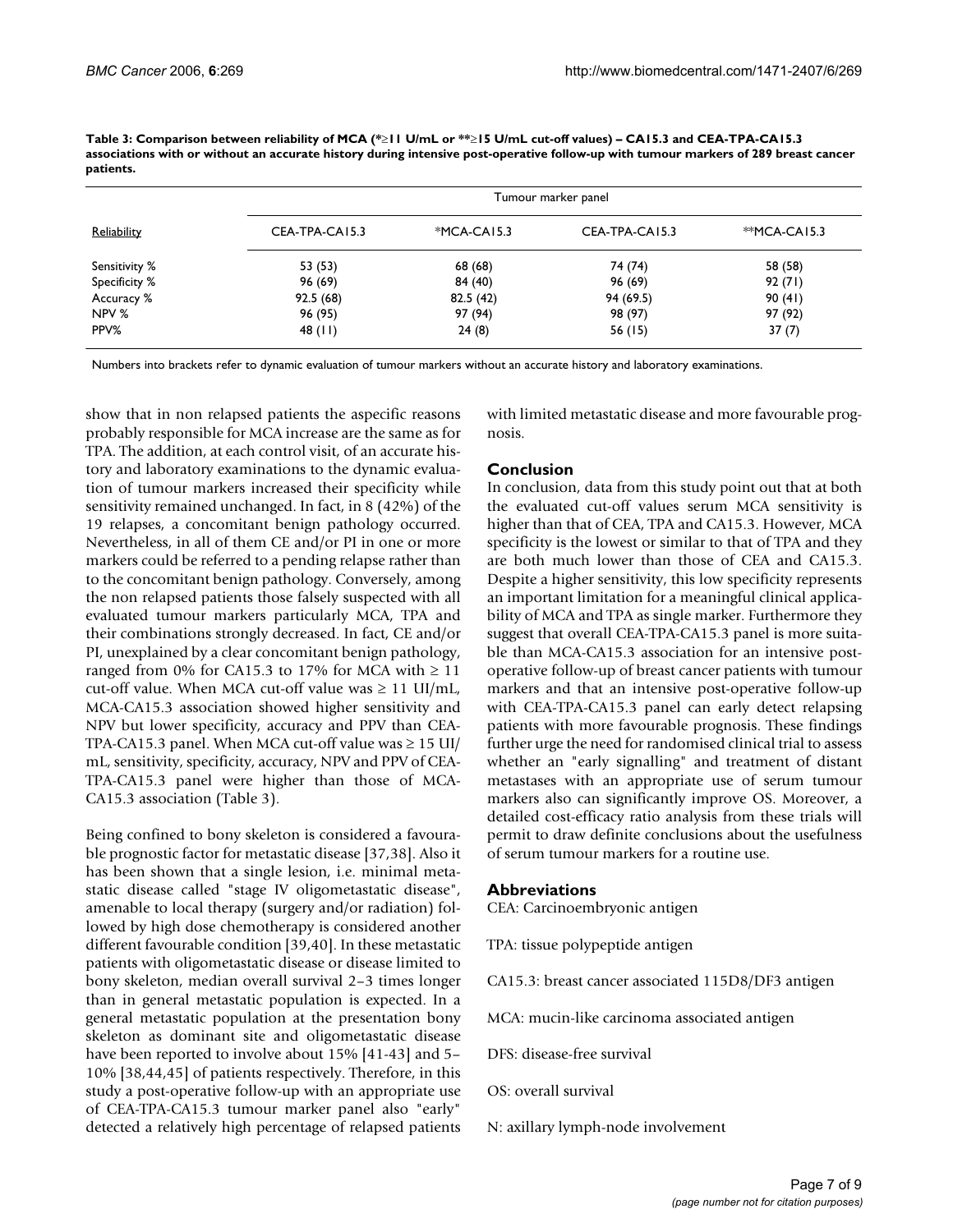**Table 3: Comparison between reliability of MCA (*≥11 U/mL or **≥15 U/mL cut-off values) – CA15.3 and CEA-TPA-CA15.3 associations with or without an accurate history during intensive post-operative follow-up with tumour markers of 289 breast cancer patients.**

| | Tumour marker panel | | | |
|---|---|---|---|---|
| Reliability | CEA-TPA-CA15.3 | *MCA-CA15.3 | CEA-TPA-CA15.3 | **MCA-CA15.3 |
| Sensitivity % | 53 (53) | 68 (68) | 74 (74) | 58 (58) |
| Specificity % | 96 (69) | 84 (40) | 96 (69) | 92 (71) |
| Accuracy % | 92.5 (68) | 82.5 (42) | 94 (69.5) | 90 (41) |
| NPV % | 96 (95) | 97 (94) | 98 (97) | 97 (92) |
| PPV% | 48 (11) | 24 (8) | 56 (15) | 37 (7) |

Numbers into brackets refer to dynamic evaluation of tumour markers without an accurate history and laboratory examinations.

show that in non relapsed patients the aspecific reasons probably responsible for MCA increase are the same as for TPA. The addition, at each control visit, of an accurate history and laboratory examinations to the dynamic evaluation of tumour markers increased their specificity while sensitivity remained unchanged. In fact, in 8 (42%) of the 19 relapses, a concomitant benign pathology occurred. Nevertheless, in all of them CE and/or PI in one or more markers could be referred to a pending relapse rather than to the concomitant benign pathology. Conversely, among the non relapsed patients those falsely suspected with all evaluated tumour markers particularly MCA, TPA and their combinations strongly decreased. In fact, CE and/or PI, unexplained by a clear concomitant benign pathology, ranged from 0% for CA15.3 to 17% for MCA with ≥ 11 cut-off value. When MCA cut-off value was ≥ 11 UI/mL, MCA-CA15.3 association showed higher sensitivity and NPV but lower specificity, accuracy and PPV than CEA-TPA-CA15.3 panel. When MCA cut-off value was ≥ 15 UI/mL, sensitivity, specificity, accuracy, NPV and PPV of CEA-TPA-CA15.3 panel were higher than those of MCA-CA15.3 association (Table 3).

Being confined to bony skeleton is considered a favourable prognostic factor for metastatic disease [37,38]. Also it has been shown that a single lesion, i.e. minimal metastatic disease called "stage IV oligometastatic disease", amenable to local therapy (surgery and/or radiation) followed by high dose chemotherapy is considered another different favourable condition [39,40]. In these metastatic patients with oligometastatic disease or disease limited to bony skeleton, median overall survival 2–3 times longer than in general metastatic population is expected. In a general metastatic population at the presentation bony skeleton as dominant site and oligometastatic disease have been reported to involve about 15% [41-43] and 5–10% [38,44,45] of patients respectively. Therefore, in this study a post-operative follow-up with an appropriate use of CEA-TPA-CA15.3 tumour marker panel also "early" detected a relatively high percentage of relapsed patients with limited metastatic disease and more favourable prognosis.

## Conclusion

In conclusion, data from this study point out that at both the evaluated cut-off values serum MCA sensitivity is higher than that of CEA, TPA and CA15.3. However, MCA specificity is the lowest or similar to that of TPA and they are both much lower than those of CEA and CA15.3. Despite a higher sensitivity, this low specificity represents an important limitation for a meaningful clinical applicability of MCA and TPA as single marker. Furthermore they suggest that overall CEA-TPA-CA15.3 panel is more suitable than MCA-CA15.3 association for an intensive post-operative follow-up of breast cancer patients with tumour markers and that an intensive post-operative follow-up with CEA-TPA-CA15.3 panel can early detect relapsing patients with more favourable prognosis. These findings further urge the need for randomised clinical trial to assess whether an "early signalling" and treatment of distant metastases with an appropriate use of serum tumour markers also can significantly improve OS. Moreover, a detailed cost-efficacy ratio analysis from these trials will permit to draw definite conclusions about the usefulness of serum tumour markers for a routine use.

## Abbreviations

CEA: Carcinoembryonic antigen

TPA: tissue polypeptide antigen

CA15.3: breast cancer associated 115D8/DF3 antigen

MCA: mucin-like carcinoma associated antigen

DFS: disease-free survival

OS: overall survival

N: axillary lymph-node involvement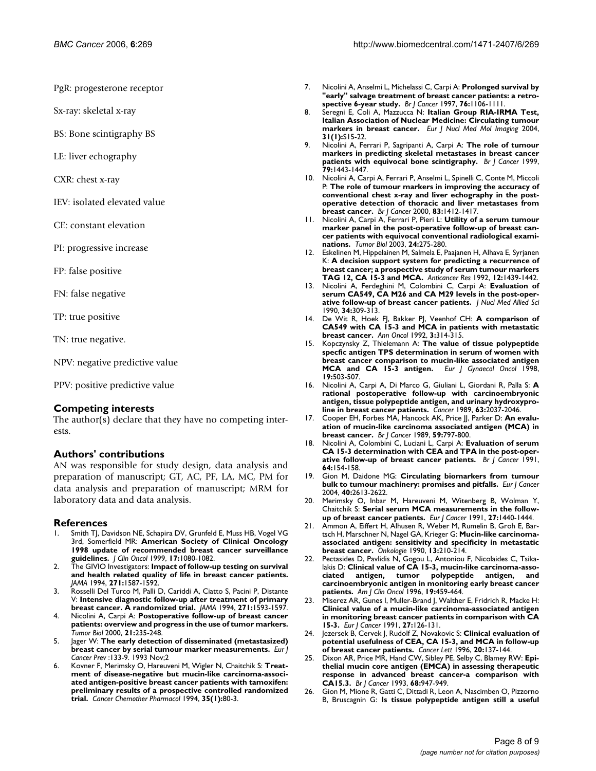PgR: progesterone receptor

Sx-ray: skeletal x-ray

BS: Bone scintigraphy BS

LE: liver echography

CXR: chest x-ray

IEV: isolated elevated value

CE: constant elevation

PI: progressive increase

FP: false positive

FN: false negative

TP: true positive

TN: true negative.

NPV: negative predictive value

PPV: positive predictive value

## Competing interests

The author(s) declare that they have no competing interests.

## Authors' contributions

AN was responsible for study design, data analysis and preparation of manuscript; GT, AC, PF, LA, MC, PM for data analysis and preparation of manuscript; MRM for laboratory data and data analysis.

## References

1. Smith TJ, Davidson NE, Schapira DV, Grunfeld E, Muss HB, Vogel VG 3rd, Somerfield MR: **American Society of Clinical Oncology 1998 update of recommended breast cancer surveillance guidelines.** *J Clin Oncol* 1999, **17:**1080-1082.
2. The GIVIO Investigators: **Impact of follow-up testing on survival and health related quality of life in breast cancer patients.** *JAMA* 1994, **271:**1587-1592.
3. Rosselli Del Turco M, Palli D, Cariddi A, Ciatto S, Pacini P, Distante V: **Intensive diagnostic follow-up after treatment of primary breast cancer. A randomized trial.** *JAMA* 1994, **271:**1593-1597.
4. Nicolini A, Carpi A: **Postoperative follow-up of breast cancer patients: overview and progress in the use of tumor markers.** *Tumor Biol* 2000, **21:**235-248.
5. Jager W: **The early detection of disseminated (metastasized) breast cancer by serial tumour marker measurements.** *Eur J Cancer Prev* :133-9. 1993 Nov;2
6. Kovner F, Merimsky O, Hareuveni M, Wigler N, Chaitchik S: **Treatment of disease-negative but mucin-like carcinoma-associated antigen-positive breast cancer patients with tamoxifen: preliminary results of a prospective controlled randomized trial.** *Cancer Chemother Pharmacol* 1994, **35(1):**80-3.
7. Nicolini A, Anselmi L, Michelassi C, Carpi A: **Prolonged survival by "early" salvage treatment of breast cancer patients: a retrospective 6-year study.** *Br J Cancer* 1997, **76:**1106-1111.
8. Seregni E, Coli A, Mazzucca N: **Italian Group RIA-IRMA Test, Italian Association of Nuclear Medicine: Circulating tumour markers in breast cancer.** *Eur J Nucl Med Mol Imaging* 2004, **31(1):**S15-22.
9. Nicolini A, Ferrari P, Sagripanti A, Carpi A: **The role of tumour markers in predicting skeletal metastases in breast cancer patients with equivocal bone scintigraphy.** *Br J Cancer* 1999, **79:**1443-1447.
10. Nicolini A, Carpi A, Ferrari P, Anselmi L, Spinelli C, Conte M, Miccoli P: **The role of tumour markers in improving the accuracy of conventional chest x-ray and liver echography in the postoperative detection of thoracic and liver metastases from breast cancer.** *Br J Cancer* 2000, **83:**1412-1417.
11. Nicolini A, Carpi A, Ferrari P, Pieri L: **Utility of a serum tumour marker panel in the post-operative follow-up of breast cancer patients with equivocal conventional radiological examinations.** *Tumor Biol* 2003, **24:**275-280.
12. Eskelinen M, Hippelainen M, Salmela E, Paajanen H, Alhava E, Syrjanen K: **A decision support system for predicting a recurrence of breast cancer; a prospective study of serum tumour markers TAG 12, CA 15-3 and MCA.** *Anticancer Res* 1992, **12:**1439-1442.
13. Nicolini A, Ferdeghini M, Colombini C, Carpi A: **Evaluation of serum CA549, CA M26 and CA M29 levels in the post-operative follow-up of breast cancer patients.** *J Nucl Med Allied Sci* 1990, **34:**309-313.
14. De Wit R, Hoek FJ, Bakker PJ, Veenhof CH: **A comparison of CA549 with CA 15-3 and MCA in patients with metastatic breast cancer.** *Ann Oncol* 1992, **3:**314-315.
15. Kopczynsky Z, Thielemann A: **The value of tissue polypeptide specfic antigen TPS determination in serum of women with breast cancer comparison to mucin-like associated antigen MCA and CA 15-3 antigen.** *Eur J Gynaecol Oncol* 1998, **19:**503-507.
16. Nicolini A, Carpi A, Di Marco G, Giuliani L, Giordani R, Palla S: **A rational postoperative follow-up with carcinoembryonic antigen, tissue polypeptide antigen, and urinary hydroxyproline in breast cancer patients.** *Cancer* 1989, **63:**2037-2046.
17. Cooper EH, Forbes MA, Hancock AK, Price JJ, Parker D: **An evaluation of mucin-like carcinoma associated antigen (MCA) in breast cancer.** *Br J Cancer* 1989, **59:**797-800.
18. Nicolini A, Colombini C, Luciani L, Carpi A: **Evaluation of serum CA 15-3 determination with CEA and TPA in the post-operative follow-up of breast cancer patients.** *Br J Cancer* 1991, **64:**154-158.
19. Gion M, Daidone MG: **Circulating biomarkers from tumour bulk to tumour machinery: promises and pitfalls.** *Eur J Cancer* 2004, **40:**2613-2622.
20. Merimsky O, Inbar M, Hareuveni M, Witenberg B, Wolman Y, Chaitchik S: **Serial serum MCA measurements in the follow-up of breast cancer patients.** *Eur J Cancer* 1991, **27:**1440-1444.
21. Ammon A, Eiffert H, Alhusen R, Weber M, Rumelin B, Groh E, Bartsch H, Marschner N, Nagel GA, Krieger G: **Mucin-like carcinoma-associated antigen: sensitivity and specificity in metastatic breast cancer.** *Onkologie* 1990, **13:**210-214.
22. Pectasides D, Pavlidis N, Gogou L, Antoniou F, Nicolaides C, Tsikalakis D: **Clinical value of CA 15-3, mucin-like carcinoma-associated antigen, tumor polypeptide antigen, and carcinoembryonic antigen in monitoring early breast cancer patients.** *Am J Clin Oncol* 1996, **19:**459-464.
23. Miserez AR, Gunes I, Muller-Brand J, Walther E, Fridrich R, Macke H: **Clinical value of a mucin-like carcinoma-associated antigen in monitoring breast cancer patients in comparison with CA 15-3.** *Eur J Cancer* 1991, **27:**126-131.
24. Jezersek B, Cervek J, Rudolf Z, Novakovic S: **Clinical evaluation of potential usefulness of CEA, CA 15-3, and MCA in follow-up of breast cancer patients.** *Cancer Lett* 1996, **20:**137-144.
25. Dixon AR, Price MR, Hand CW, Sibley PE, Selby C, Blamey RW: **Epithelial mucin core antigen (EMCA) in assessing therapeutic response in advanced breast cancer-a comparison with CA15.3.** *Br J Cancer* 1993, **68:**947-949.
26. Gion M, Mione R, Gatti C, Dittadi R, Leon A, Nascimben O, Pizzorno B, Bruscagnin G: **Is tissue polypeptide antigen still a useful**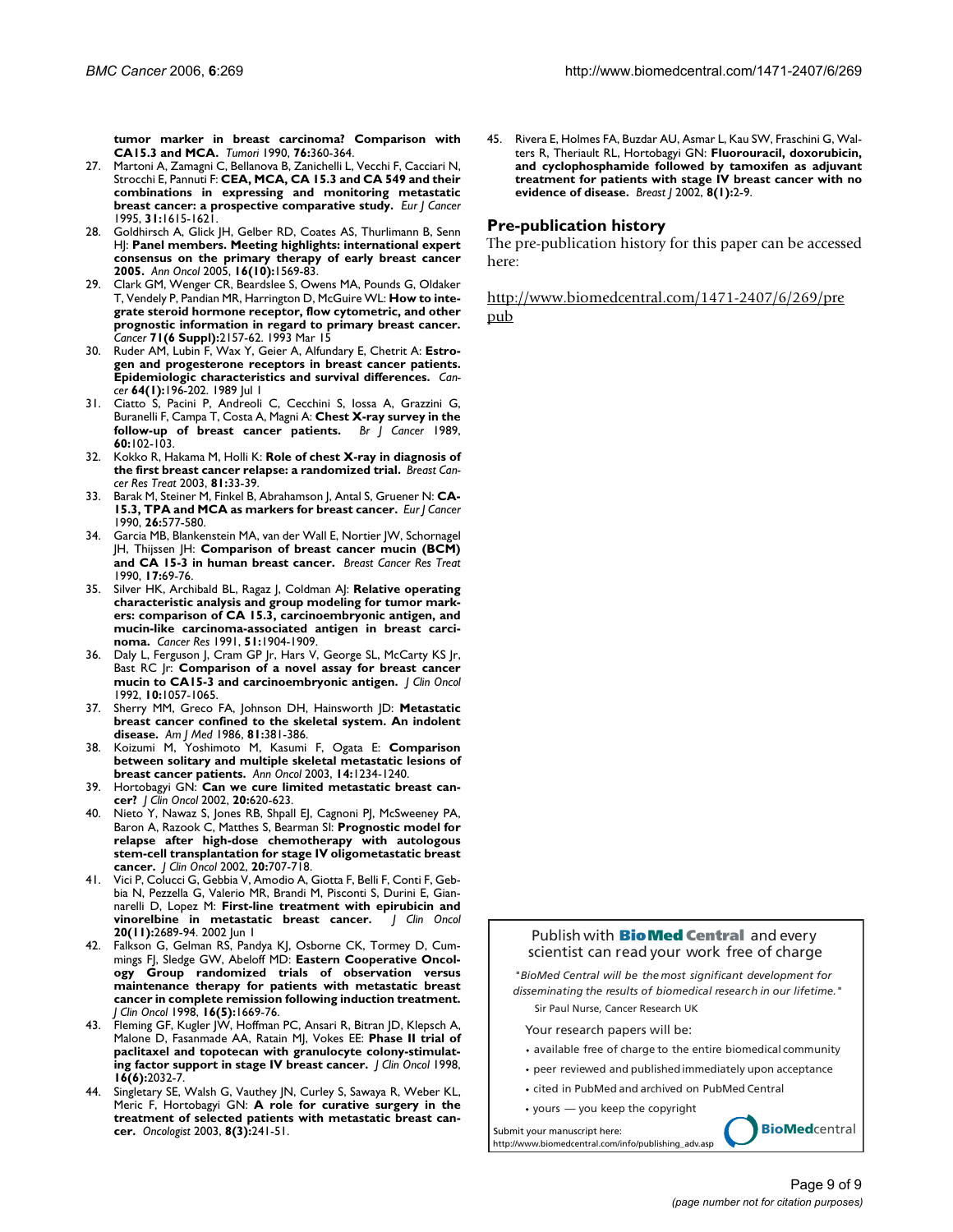tumor marker in breast carcinoma? Comparison with CA15.3 and MCA. *Tumori* 1990, **76:**360-364.

27. Martoni A, Zamagni C, Bellanova B, Zanichelli L, Vecchi F, Cacciari N, Strocchi E, Pannuti F: **CEA, MCA, CA 15.3 and CA 549 and their combinations in expressing and monitoring metastatic breast cancer: a prospective comparative study.** *Eur J Cancer* 1995, **31:**1615-1621.
28. Goldhirsch A, Glick JH, Gelber RD, Coates AS, Thurlimann B, Senn HJ: **Panel members. Meeting highlights: international expert consensus on the primary therapy of early breast cancer 2005.** *Ann Oncol* 2005, **16(10):**1569-83.
29. Clark GM, Wenger CR, Beardslee S, Owens MA, Pounds G, Oldaker T, Vendely P, Pandian MR, Harrington D, McGuire WL: **How to integrate steroid hormone receptor, flow cytometric, and other prognostic information in regard to primary breast cancer.** *Cancer* **71(6 Suppl):**2157-62. 1993 Mar 15
30. Ruder AM, Lubin F, Wax Y, Geier A, Alfundary E, Chetrit A: **Estrogen and progesterone receptors in breast cancer patients. Epidemiologic characteristics and survival differences.** *Cancer* **64(1):**196-202. 1989 Jul 1
31. Ciatto S, Pacini P, Andreoli C, Cecchini S, Iossa A, Grazzini G, Buranelli F, Campa T, Costa A, Magni A: **Chest X-ray survey in the follow-up of breast cancer patients.** *Br J Cancer* 1989, **60:**102-103.
32. Kokko R, Hakama M, Holli K: **Role of chest X-ray in diagnosis of the first breast cancer relapse: a randomized trial.** *Breast Cancer Res Treat* 2003, **81:**33-39.
33. Barak M, Steiner M, Finkel B, Abrahamson J, Antal S, Gruener N: **CA-15.3, TPA and MCA as markers for breast cancer.** *Eur J Cancer* 1990, **26:**577-580.
34. Garcia MB, Blankenstein MA, van der Wall E, Nortier JW, Schornagel JH, Thijssen JH: **Comparison of breast cancer mucin (BCM) and CA 15-3 in human breast cancer.** *Breast Cancer Res Treat* 1990, **17:**69-76.
35. Silver HK, Archibald BL, Ragaz J, Coldman AJ: **Relative operating characteristic analysis and group modeling for tumor markers: comparison of CA 15.3, carcinoembryonic antigen, and mucin-like carcinoma-associated antigen in breast carcinoma.** *Cancer Res* 1991, **51:**1904-1909.
36. Daly L, Ferguson J, Cram GP Jr, Hars V, George SL, McCarty KS Jr, Bast RC Jr: **Comparison of a novel assay for breast cancer mucin to CA15-3 and carcinoembryonic antigen.** *J Clin Oncol* 1992, **10:**1057-1065.
37. Sherry MM, Greco FA, Johnson DH, Hainsworth JD: **Metastatic breast cancer confined to the skeletal system. An indolent disease.** *Am J Med* 1986, **81:**381-386.
38. Koizumi M, Yoshimoto M, Kasumi F, Ogata E: **Comparison between solitary and multiple skeletal metastatic lesions of breast cancer patients.** *Ann Oncol* 2003, **14:**1234-1240.
39. Hortobagyi GN: **Can we cure limited metastatic breast cancer?** *J Clin Oncol* 2002, **20:**620-623.
40. Nieto Y, Nawaz S, Jones RB, Shpall EJ, Cagnoni PJ, McSweeney PA, Baron A, Razook C, Matthes S, Bearman SI: **Prognostic model for relapse after high-dose chemotherapy with autologous stem-cell transplantation for stage IV oligometastatic breast cancer.** *J Clin Oncol* 2002, **20:**707-718.
41. Vici P, Colucci G, Gebbia V, Amodio A, Giotta F, Belli F, Conti F, Gebbia N, Pezzella G, Valerio MR, Brandi M, Pisconti S, Durini E, Giannarelli D, Lopez M: **First-line treatment with epirubicin and vinorelbine in metastatic breast cancer.** *J Clin Oncol* **20(11):**2689-94. 2002 Jun 1
42. Falkson G, Gelman RS, Pandya KJ, Osborne CK, Tormey D, Cummings FJ, Sledge GW, Abeloff MD: **Eastern Cooperative Oncology Group randomized trials of observation versus maintenance therapy for patients with metastatic breast cancer in complete remission following induction treatment.** *J Clin Oncol* 1998, **16(5):**1669-76.
43. Fleming GF, Kugler JW, Hoffman PC, Ansari R, Bitran JD, Klepsch A, Malone D, Fasanmade AA, Ratain MJ, Vokes EE: **Phase II trial of paclitaxel and topotecan with granulocyte colony-stimulating factor support in stage IV breast cancer.** *J Clin Oncol* 1998, **16(6):**2032-7.
44. Singletary SE, Walsh G, Vauthey JN, Curley S, Sawaya R, Weber KL, Meric F, Hortobagyi GN: **A role for curative surgery in the treatment of selected patients with metastatic breast cancer.** *Oncologist* 2003, **8(3):**241-51.
45. Rivera E, Holmes FA, Buzdar AU, Asmar L, Kau SW, Fraschini G, Walters R, Theriault RL, Hortobagyi GN: **Fluorouracil, doxorubicin, and cyclophosphamide followed by tamoxifen as adjuvant treatment for patients with stage IV breast cancer with no evidence of disease.** *Breast J* 2002, **8(1):**2-9.

## Pre-publication history

The pre-publication history for this paper can be accessed here:

http://www.biomedcentral.com/1471-2407/6/269/prepub

Publish with **BioMed Central** and every scientist can read your work free of charge

*"BioMed Central will be the most significant development for disseminating the results of biomedical research in our lifetime."*

Sir Paul Nurse, Cancer Research UK

Your research papers will be:

- available free of charge to the entire biomedical community
- peer reviewed and published immediately upon acceptance
- cited in PubMed and archived on PubMed Central
- yours — you keep the copyright

Submit your manuscript here:
http://www.biomedcentral.com/info/publishing_adv.asp

BioMedcentral